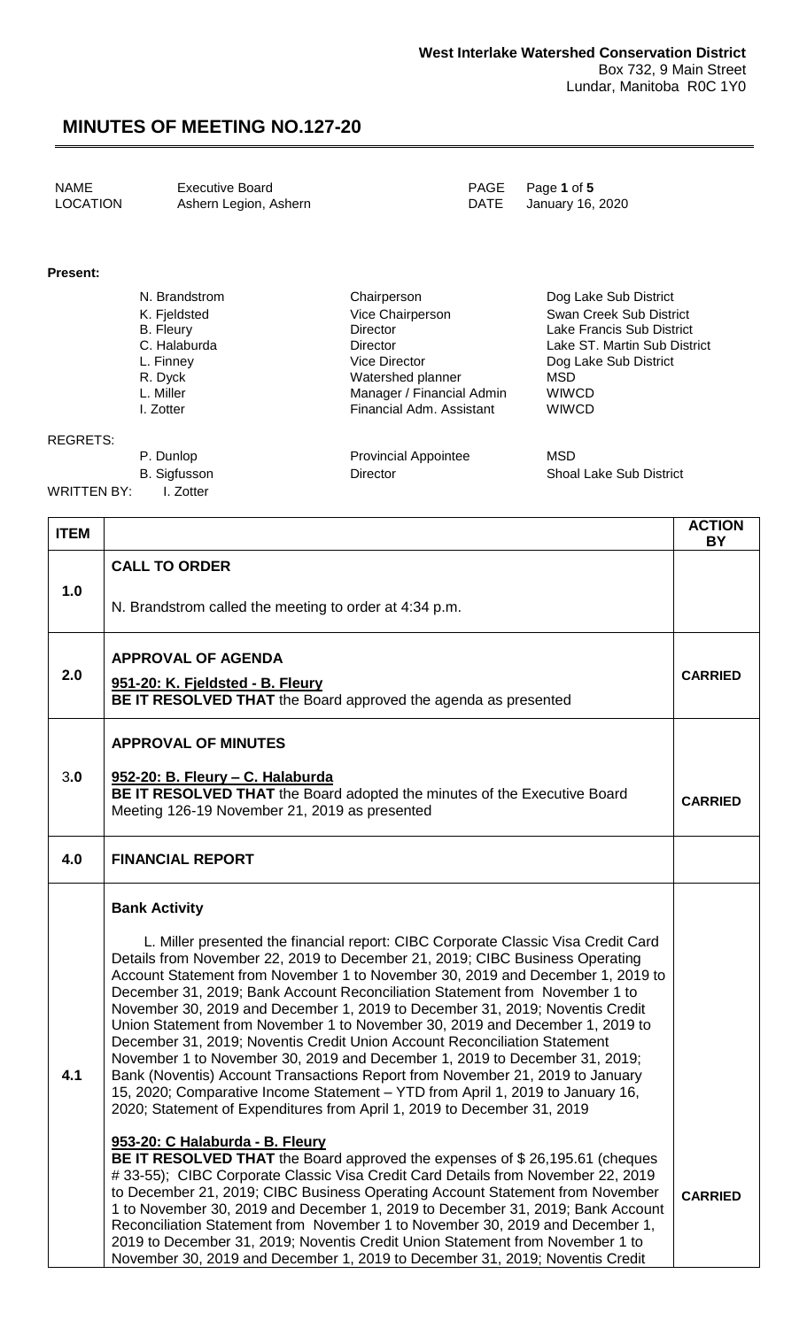**West Interlake Watershed Conservation District**
Box 732, 9 Main Street
Lundar, Manitoba R0C 1Y0

# MINUTES OF MEETING NO.127-20

| | | | |
|---|---|---|---|
| NAME | Executive Board | PAGE | Page **1** of **5** |
| LOCATION | Ashern Legion, Ashern | DATE | January 16, 2020 |

**Present:**

| | | |
|---|---|---|
| N. Brandstrom | Chairperson | Dog Lake Sub District |
| K. Fjeldsted | Vice Chairperson | Swan Creek Sub District |
| B. Fleury | Director | Lake Francis Sub District |
| C. Halaburda | Director | Lake ST. Martin Sub District |
| L. Finney | Vice Director | Dog Lake Sub District |
| R. Dyck | Watershed planner | MSD |
| L. Miller | Manager / Financial Admin | WIWCD |
| I. Zotter | Financial Adm. Assistant | WIWCD |

REGRETS:

| | | |
|---|---|---|
| P. Dunlop | Provincial Appointee | MSD |
| B. Sigfusson | Director | Shoal Lake Sub District |

WRITTEN BY: I. Zotter

| ITEM | | ACTION BY |
|---|---|---|
| 1.0 | **CALL TO ORDER**<br><br>N. Brandstrom called the meeting to order at 4:34 p.m. | |
| 2.0 | **APPROVAL OF AGENDA**<br><br>**951-20: K. Fjeldsted - B. Fleury**<br>**BE IT RESOLVED THAT** the Board approved the agenda as presented | **CARRIED** |
| 3.0 | **APPROVAL OF MINUTES**<br><br>**952-20: B. Fleury – C. Halaburda**<br>**BE IT RESOLVED THAT** the Board adopted the minutes of the Executive Board Meeting 126-19 November 21, 2019 as presented | **CARRIED** |
| 4.0 | **FINANCIAL REPORT** | |
| 4.1 | **Bank Activity**<br><br>L. Miller presented the financial report: CIBC Corporate Classic Visa Credit Card Details from November 22, 2019 to December 21, 2019; CIBC Business Operating Account Statement from November 1 to November 30, 2019 and December 1, 2019 to December 31, 2019; Bank Account Reconciliation Statement from November 1 to November 30, 2019 and December 1, 2019 to December 31, 2019; Noventis Credit Union Statement from November 1 to November 30, 2019 and December 1, 2019 to December 31, 2019; Noventis Credit Union Account Reconciliation Statement November 1 to November 30, 2019 and December 1, 2019 to December 31, 2019; Bank (Noventis) Account Transactions Report from November 21, 2019 to January 15, 2020; Comparative Income Statement – YTD from April 1, 2019 to January 16, 2020; Statement of Expenditures from April 1, 2019 to December 31, 2019<br><br>**953-20: C Halaburda - B. Fleury**<br>**BE IT RESOLVED THAT** the Board approved the expenses of $ 26,195.61 (cheques # 33-55); CIBC Corporate Classic Visa Credit Card Details from November 22, 2019 to December 21, 2019; CIBC Business Operating Account Statement from November 1 to November 30, 2019 and December 1, 2019 to December 31, 2019; Bank Account Reconciliation Statement from November 1 to November 30, 2019 and December 1, 2019 to December 31, 2019; Noventis Credit Union Statement from November 1 to November 30, 2019 and December 1, 2019 to December 31, 2019; Noventis Credit | **CARRIED** |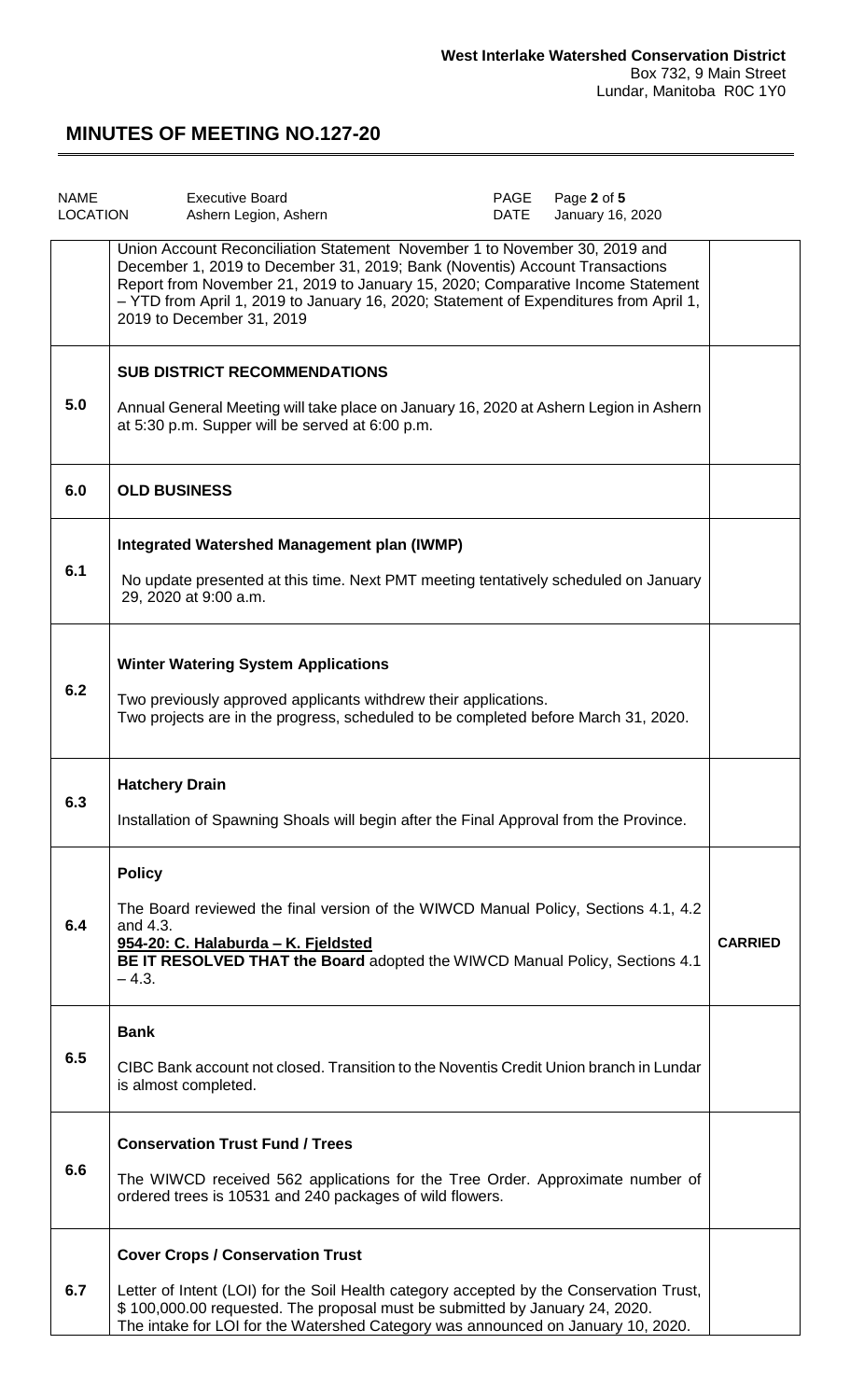**West Interlake Watershed Conservation District**
Box 732, 9 Main Street
Lundar, Manitoba R0C 1Y0

# MINUTES OF MEETING NO.127-20

| NAME | Executive Board | PAGE | Page **2** of **5** |
|---|---|---|---|
| LOCATION | Ashern Legion, Ashern | DATE | January 16, 2020 |

| | | |
|---|---|---|
| | Union Account Reconciliation Statement November 1 to November 30, 2019 and December 1, 2019 to December 31, 2019; Bank (Noventis) Account Transactions Report from November 21, 2019 to January 15, 2020; Comparative Income Statement – YTD from April 1, 2019 to January 16, 2020; Statement of Expenditures from April 1, 2019 to December 31, 2019 | |
| **5.0** | **SUB DISTRICT RECOMMENDATIONS**<br><br>Annual General Meeting will take place on January 16, 2020 at Ashern Legion in Ashern at 5:30 p.m. Supper will be served at 6:00 p.m. | |
| **6.0** | **OLD BUSINESS** | |
| **6.1** | **Integrated Watershed Management plan (IWMP)**<br><br>No update presented at this time. Next PMT meeting tentatively scheduled on January 29, 2020 at 9:00 a.m. | |
| **6.2** | **Winter Watering System Applications**<br><br>Two previously approved applicants withdrew their applications.<br>Two projects are in the progress, scheduled to be completed before March 31, 2020. | |
| **6.3** | **Hatchery Drain**<br><br>Installation of Spawning Shoals will begin after the Final Approval from the Province. | |
| **6.4** | **Policy**<br><br>The Board reviewed the final version of the WIWCD Manual Policy, Sections 4.1, 4.2 and 4.3.<br>**954-20: C. Halaburda – K. Fjeldsted**<br>**BE IT RESOLVED THAT the Board** adopted the WIWCD Manual Policy, Sections 4.1 – 4.3. | **CARRIED** |
| **6.5** | **Bank**<br><br>CIBC Bank account not closed. Transition to the Noventis Credit Union branch in Lundar is almost completed. | |
| **6.6** | **Conservation Trust Fund / Trees**<br><br>The WIWCD received 562 applications for the Tree Order. Approximate number of ordered trees is 10531 and 240 packages of wild flowers. | |
| **6.7** | **Cover Crops / Conservation Trust**<br><br>Letter of Intent (LOI) for the Soil Health category accepted by the Conservation Trust, $ 100,000.00 requested. The proposal must be submitted by January 24, 2020.<br>The intake for LOI for the Watershed Category was announced on January 10, 2020. | |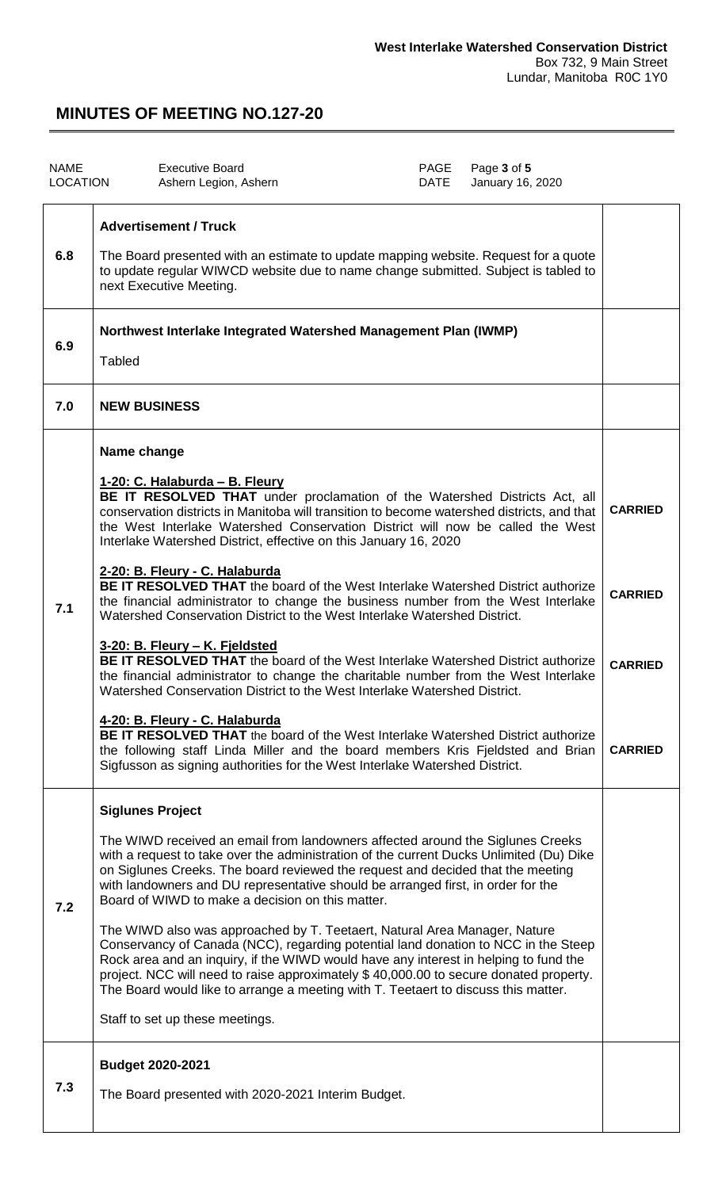**West Interlake Watershed Conservation District**
Box 732, 9 Main Street
Lundar, Manitoba R0C 1Y0

# MINUTES OF MEETING NO.127-20

| NAME | Executive Board | PAGE | Page 3 of 5 |
|---|---|---|---|
| LOCATION | Ashern Legion, Ashern | DATE | January 16, 2020 |

| | | |
|---|---|---|
| 6.8 | **Advertisement / Truck**<br><br>The Board presented with an estimate to update mapping website. Request for a quote to update regular WIWCD website due to name change submitted. Subject is tabled to next Executive Meeting. | |
| 6.9 | **Northwest Interlake Integrated Watershed Management Plan (IWMP)**<br><br>Tabled | |
| 7.0 | **NEW BUSINESS** | |
| 7.1 | **Name change**<br><br>**1-20: C. Halaburda – B. Fleury**<br>**BE IT RESOLVED THAT** under proclamation of the Watershed Districts Act, all conservation districts in Manitoba will transition to become watershed districts, and that the West Interlake Watershed Conservation District will now be called the West Interlake Watershed District, effective on this January 16, 2020 | **CARRIED** |
| | **2-20: B. Fleury - C. Halaburda**<br>**BE IT RESOLVED THAT** the board of the West Interlake Watershed District authorize the financial administrator to change the business number from the West Interlake Watershed Conservation District to the West Interlake Watershed District. | **CARRIED** |
| | **3-20: B. Fleury – K. Fjeldsted**<br>**BE IT RESOLVED THAT** the board of the West Interlake Watershed District authorize the financial administrator to change the charitable number from the West Interlake Watershed Conservation District to the West Interlake Watershed District. | **CARRIED** |
| | **4-20: B. Fleury - C. Halaburda**<br>**BE IT RESOLVED THAT** the board of the West Interlake Watershed District authorize the following staff Linda Miller and the board members Kris Fjeldsted and Brian Sigfusson as signing authorities for the West Interlake Watershed District. | **CARRIED** |
| 7.2 | **Siglunes Project**<br><br>The WIWD received an email from landowners affected around the Siglunes Creeks with a request to take over the administration of the current Ducks Unlimited (Du) Dike on Siglunes Creeks. The board reviewed the request and decided that the meeting with landowners and DU representative should be arranged first, in order for the Board of WIWD to make a decision on this matter.<br><br>The WIWD also was approached by T. Teetaert, Natural Area Manager, Nature Conservancy of Canada (NCC), regarding potential land donation to NCC in the Steep Rock area and an inquiry, if the WIWD would have any interest in helping to fund the project. NCC will need to raise approximately $ 40,000.00 to secure donated property. The Board would like to arrange a meeting with T. Teetaert to discuss this matter.<br><br>Staff to set up these meetings. | |
| 7.3 | **Budget 2020-2021**<br><br>The Board presented with 2020-2021 Interim Budget. | |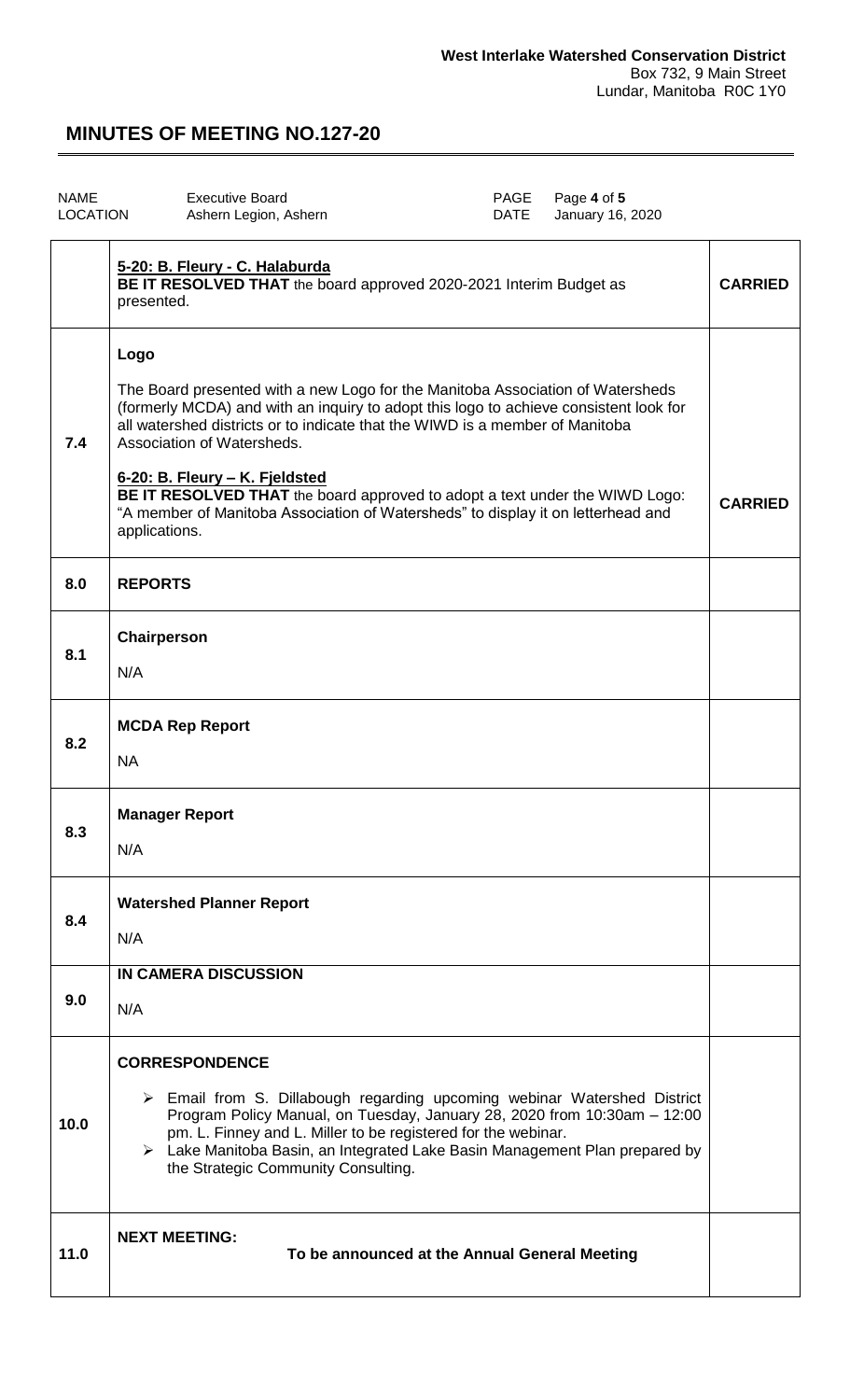**West Interlake Watershed Conservation District**
Box 732, 9 Main Street
Lundar, Manitoba R0C 1Y0

# MINUTES OF MEETING NO.127-20

| NAME | Executive Board | PAGE | Page **4** of **5** |
| --- | --- | --- | --- |
| LOCATION | Ashern Legion, Ashern | DATE | January 16, 2020 |

| | | |
| --- | --- | --- |
| | **5-20: B. Fleury - C. Halaburda**<br>**BE IT RESOLVED THAT** the board approved 2020-2021 Interim Budget as presented. | **CARRIED** |
| **7.4** | **Logo**<br><br>The Board presented with a new Logo for the Manitoba Association of Watersheds (formerly MCDA) and with an inquiry to adopt this logo to achieve consistent look for all watershed districts or to indicate that the WIWD is a member of Manitoba Association of Watersheds.<br><br>**6-20: B. Fleury – K. Fjeldsted**<br>**BE IT RESOLVED THAT** the board approved to adopt a text under the WIWD Logo: "A member of Manitoba Association of Watersheds" to display it on letterhead and applications. | **CARRIED** |
| **8.0** | **REPORTS** | |
| **8.1** | **Chairperson**<br><br>N/A | |
| **8.2** | **MCDA Rep Report**<br><br>NA | |
| **8.3** | **Manager Report**<br><br>N/A | |
| **8.4** | **Watershed Planner Report**<br><br>N/A | |
| **9.0** | **IN CAMERA DISCUSSION**<br><br>N/A | |
| **10.0** | **CORRESPONDENCE**<br><br>➢ Email from S. Dillabough regarding upcoming webinar Watershed District Program Policy Manual, on Tuesday, January 28, 2020 from 10:30am – 12:00 pm. L. Finney and L. Miller to be registered for the webinar.<br>➢ Lake Manitoba Basin, an Integrated Lake Basin Management Plan prepared by the Strategic Community Consulting. | |
| **11.0** | **NEXT MEETING:**<br>**To be announced at the Annual General Meeting** | |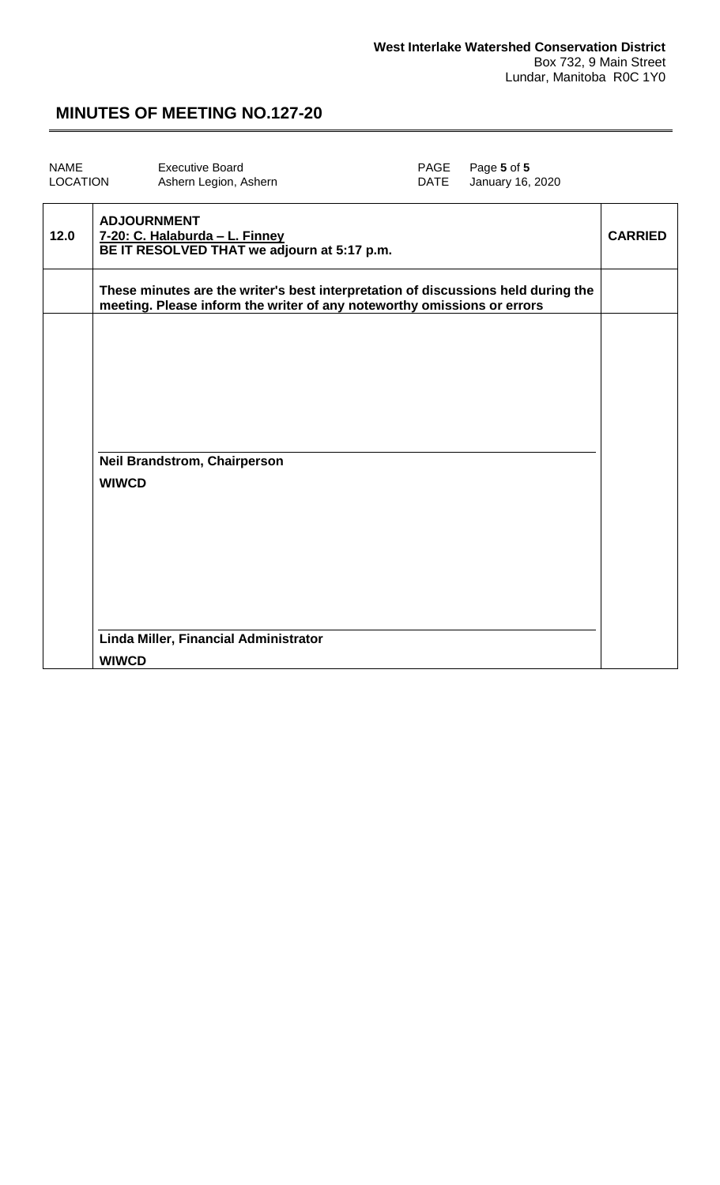West Interlake Watershed Conservation District
Box 732, 9 Main Street
Lundar, Manitoba R0C 1Y0

# MINUTES OF MEETING NO.127-20

| | | | |
|---|---|---|---|
| NAME | Executive Board | | |
| LOCATION | Ashern Legion, Ashern | DATE | January 16, 2020 |

| | | |
|---|---|---|
| **12.0** | **ADJOURNMENT**<br>**7-20: C. Halaburda – L. Finney**<br>**BE IT RESOLVED THAT we adjourn at 5:17 p.m.** | **CARRIED** |
| | **These minutes are the writer's best interpretation of discussions held during the meeting. Please inform the writer of any noteworthy omissions or errors** | |
| | **Neil Brandstrom, Chairperson**<br>**WIWCD** | |
| | **Linda Miller, Financial Administrator**<br>**WIWCD** | |